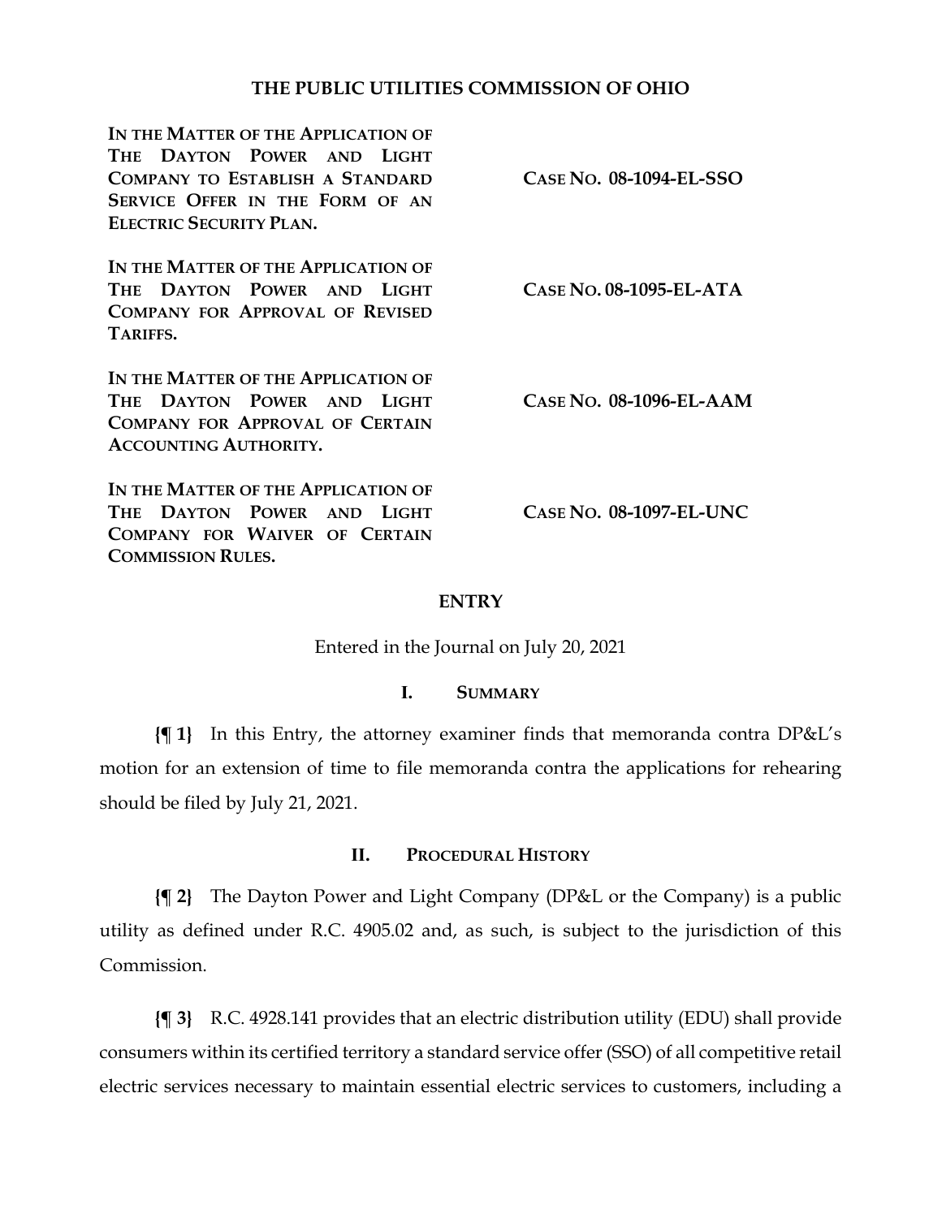# THE PUBLIC UTILITIES COMMISSION OF OHIO

| | |
|---|---|
| **IN THE MATTER OF THE APPLICATION OF THE DAYTON POWER AND LIGHT COMPANY TO ESTABLISH A STANDARD SERVICE OFFER IN THE FORM OF AN ELECTRIC SECURITY PLAN.** | **CASE NO. 08-1094-EL-SSO** |
| **IN THE MATTER OF THE APPLICATION OF THE DAYTON POWER AND LIGHT COMPANY FOR APPROVAL OF REVISED TARIFFS.** | **CASE NO. 08-1095-EL-ATA** |
| **IN THE MATTER OF THE APPLICATION OF THE DAYTON POWER AND LIGHT COMPANY FOR APPROVAL OF CERTAIN ACCOUNTING AUTHORITY.** | **CASE NO. 08-1096-EL-AAM** |
| **IN THE MATTER OF THE APPLICATION OF THE DAYTON POWER AND LIGHT COMPANY FOR WAIVER OF CERTAIN COMMISSION RULES.** | **CASE NO. 08-1097-EL-UNC** |

## ENTRY

Entered in the Journal on July 20, 2021

## I. SUMMARY

**{¶ 1}** In this Entry, the attorney examiner finds that memoranda contra DP&L's motion for an extension of time to file memoranda contra the applications for rehearing should be filed by July 21, 2021.

## II. PROCEDURAL HISTORY

**{¶ 2}** The Dayton Power and Light Company (DP&L or the Company) is a public utility as defined under R.C. 4905.02 and, as such, is subject to the jurisdiction of this Commission.

**{¶ 3}** R.C. 4928.141 provides that an electric distribution utility (EDU) shall provide consumers within its certified territory a standard service offer (SSO) of all competitive retail electric services necessary to maintain essential electric services to customers, including a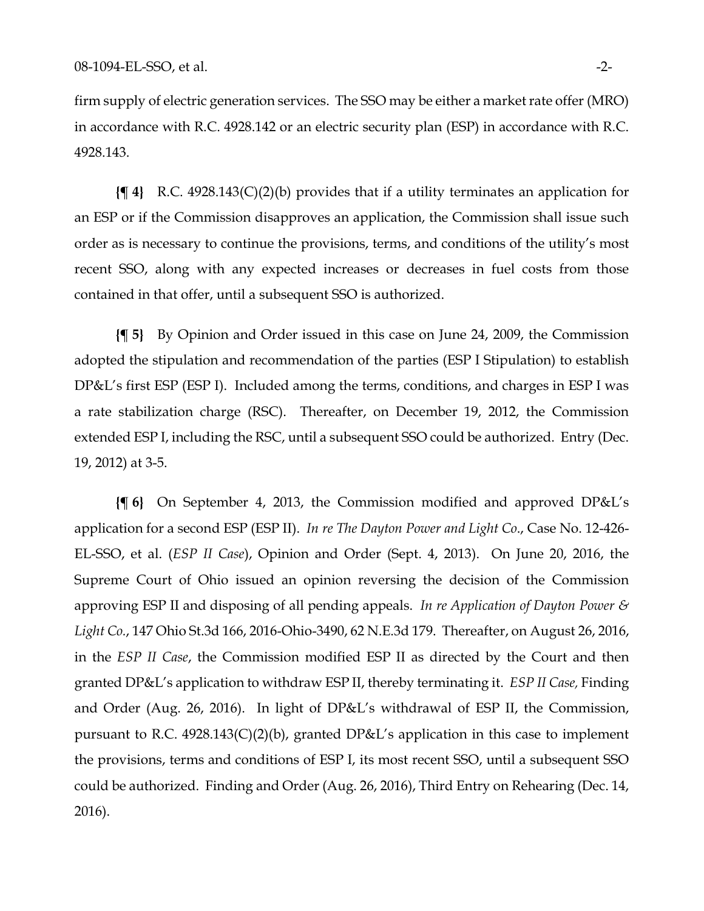firm supply of electric generation services. The SSO may be either a market rate offer (MRO) in accordance with R.C. 4928.142 or an electric security plan (ESP) in accordance with R.C. 4928.143.

**{¶ 4}** R.C. 4928.143(C)(2)(b) provides that if a utility terminates an application for an ESP or if the Commission disapproves an application, the Commission shall issue such order as is necessary to continue the provisions, terms, and conditions of the utility's most recent SSO, along with any expected increases or decreases in fuel costs from those contained in that offer, until a subsequent SSO is authorized.

**{¶ 5}** By Opinion and Order issued in this case on June 24, 2009, the Commission adopted the stipulation and recommendation of the parties (ESP I Stipulation) to establish DP&L's first ESP (ESP I). Included among the terms, conditions, and charges in ESP I was a rate stabilization charge (RSC). Thereafter, on December 19, 2012, the Commission extended ESP I, including the RSC, until a subsequent SSO could be authorized. Entry (Dec. 19, 2012) at 3-5.

**{¶ 6}** On September 4, 2013, the Commission modified and approved DP&L's application for a second ESP (ESP II). *In re The Dayton Power and Light Co.*, Case No. 12-426-EL-SSO, et al. (*ESP II Case*), Opinion and Order (Sept. 4, 2013). On June 20, 2016, the Supreme Court of Ohio issued an opinion reversing the decision of the Commission approving ESP II and disposing of all pending appeals. *In re Application of Dayton Power & Light Co.*, 147 Ohio St.3d 166, 2016-Ohio-3490, 62 N.E.3d 179. Thereafter, on August 26, 2016, in the *ESP II Case*, the Commission modified ESP II as directed by the Court and then granted DP&L's application to withdraw ESP II, thereby terminating it. *ESP II Case,* Finding and Order (Aug. 26, 2016). In light of DP&L's withdrawal of ESP II, the Commission, pursuant to R.C. 4928.143(C)(2)(b), granted DP&L's application in this case to implement the provisions, terms and conditions of ESP I, its most recent SSO, until a subsequent SSO could be authorized. Finding and Order (Aug. 26, 2016), Third Entry on Rehearing (Dec. 14, 2016).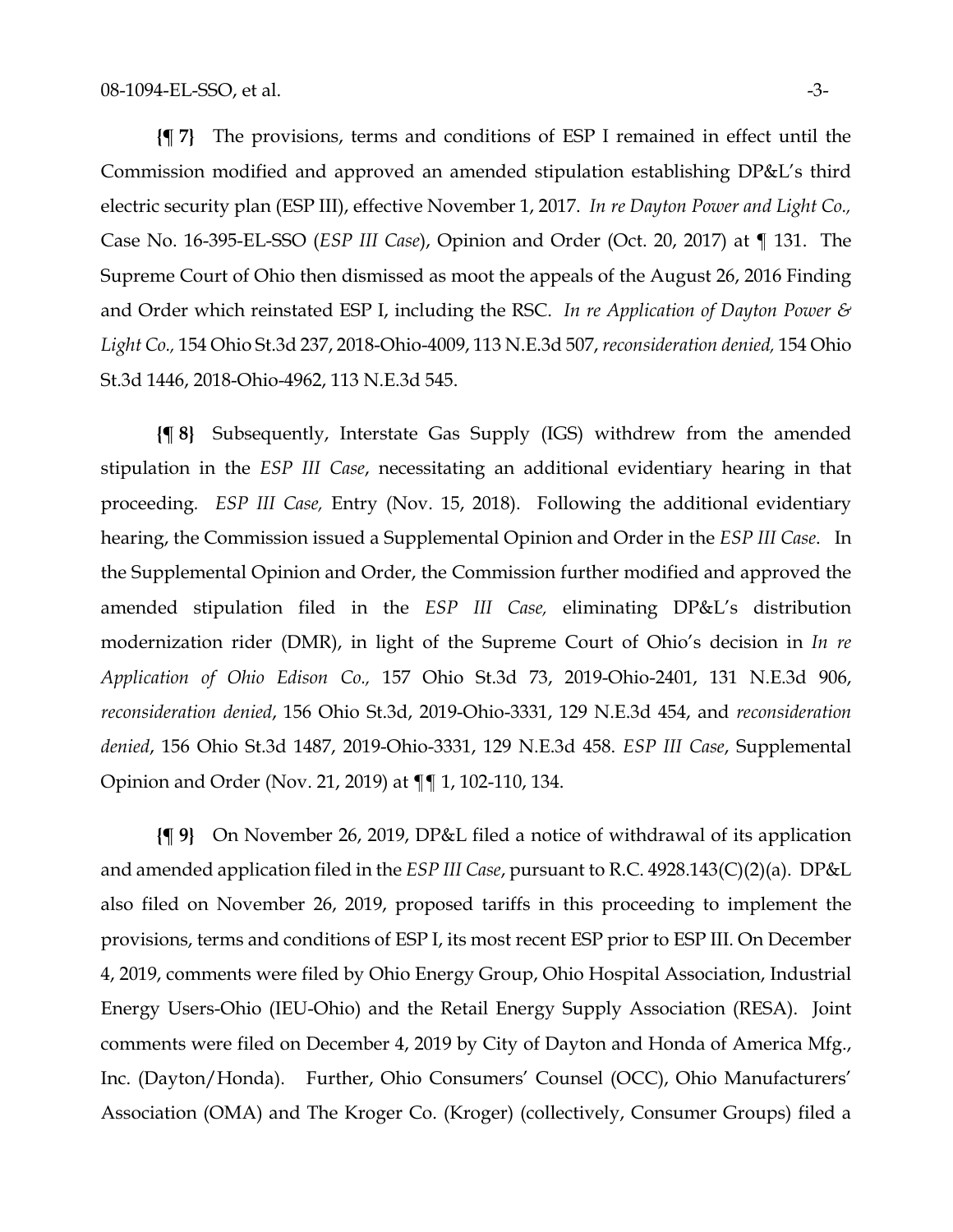**{¶ 7}** The provisions, terms and conditions of ESP I remained in effect until the Commission modified and approved an amended stipulation establishing DP&L's third electric security plan (ESP III), effective November 1, 2017. *In re Dayton Power and Light Co.,* Case No. 16-395-EL-SSO (*ESP III Case*), Opinion and Order (Oct. 20, 2017) at ¶ 131. The Supreme Court of Ohio then dismissed as moot the appeals of the August 26, 2016 Finding and Order which reinstated ESP I, including the RSC. *In re Application of Dayton Power & Light Co.,* 154 Ohio St.3d 237, 2018-Ohio-4009, 113 N.E.3d 507, *reconsideration denied,* 154 Ohio St.3d 1446, 2018-Ohio-4962, 113 N.E.3d 545.

**{¶ 8}** Subsequently, Interstate Gas Supply (IGS) withdrew from the amended stipulation in the *ESP III Case*, necessitating an additional evidentiary hearing in that proceeding. *ESP III Case,* Entry (Nov. 15, 2018). Following the additional evidentiary hearing, the Commission issued a Supplemental Opinion and Order in the *ESP III Case*. In the Supplemental Opinion and Order, the Commission further modified and approved the amended stipulation filed in the *ESP III Case,* eliminating DP&L's distribution modernization rider (DMR), in light of the Supreme Court of Ohio's decision in *In re Application of Ohio Edison Co.,* 157 Ohio St.3d 73, 2019-Ohio-2401, 131 N.E.3d 906, *reconsideration denied*, 156 Ohio St.3d, 2019-Ohio-3331, 129 N.E.3d 454, and *reconsideration denied*, 156 Ohio St.3d 1487, 2019-Ohio-3331, 129 N.E.3d 458. *ESP III Case*, Supplemental Opinion and Order (Nov. 21, 2019) at ¶¶ 1, 102-110, 134.

**{¶ 9}** On November 26, 2019, DP&L filed a notice of withdrawal of its application and amended application filed in the *ESP III Case*, pursuant to R.C. 4928.143(C)(2)(a). DP&L also filed on November 26, 2019, proposed tariffs in this proceeding to implement the provisions, terms and conditions of ESP I, its most recent ESP prior to ESP III. On December 4, 2019, comments were filed by Ohio Energy Group, Ohio Hospital Association, Industrial Energy Users-Ohio (IEU-Ohio) and the Retail Energy Supply Association (RESA). Joint comments were filed on December 4, 2019 by City of Dayton and Honda of America Mfg., Inc. (Dayton/Honda). Further, Ohio Consumers' Counsel (OCC), Ohio Manufacturers' Association (OMA) and The Kroger Co. (Kroger) (collectively, Consumer Groups) filed a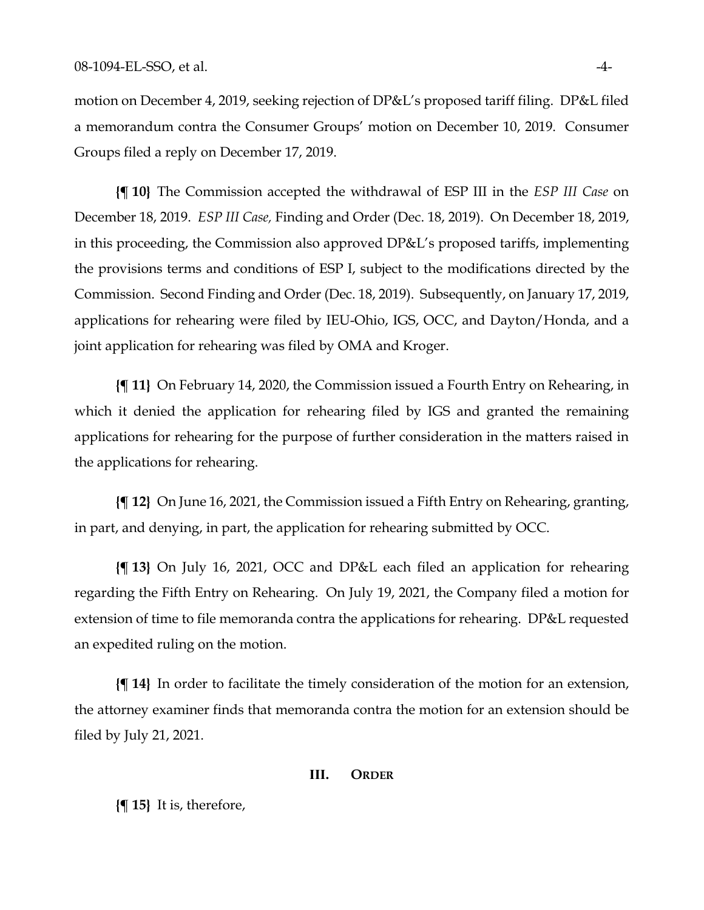motion on December 4, 2019, seeking rejection of DP&L's proposed tariff filing. DP&L filed a memorandum contra the Consumer Groups' motion on December 10, 2019. Consumer Groups filed a reply on December 17, 2019.

**{¶ 10}** The Commission accepted the withdrawal of ESP III in the *ESP III Case* on December 18, 2019. *ESP III Case,* Finding and Order (Dec. 18, 2019). On December 18, 2019, in this proceeding, the Commission also approved DP&L's proposed tariffs, implementing the provisions terms and conditions of ESP I, subject to the modifications directed by the Commission. Second Finding and Order (Dec. 18, 2019). Subsequently, on January 17, 2019, applications for rehearing were filed by IEU-Ohio, IGS, OCC, and Dayton/Honda, and a joint application for rehearing was filed by OMA and Kroger.

**{¶ 11}** On February 14, 2020, the Commission issued a Fourth Entry on Rehearing, in which it denied the application for rehearing filed by IGS and granted the remaining applications for rehearing for the purpose of further consideration in the matters raised in the applications for rehearing.

**{¶ 12}** On June 16, 2021, the Commission issued a Fifth Entry on Rehearing, granting, in part, and denying, in part, the application for rehearing submitted by OCC.

**{¶ 13}** On July 16, 2021, OCC and DP&L each filed an application for rehearing regarding the Fifth Entry on Rehearing. On July 19, 2021, the Company filed a motion for extension of time to file memoranda contra the applications for rehearing. DP&L requested an expedited ruling on the motion.

**{¶ 14}** In order to facilitate the timely consideration of the motion for an extension, the attorney examiner finds that memoranda contra the motion for an extension should be filed by July 21, 2021.

## III. ORDER

**{¶ 15}** It is, therefore,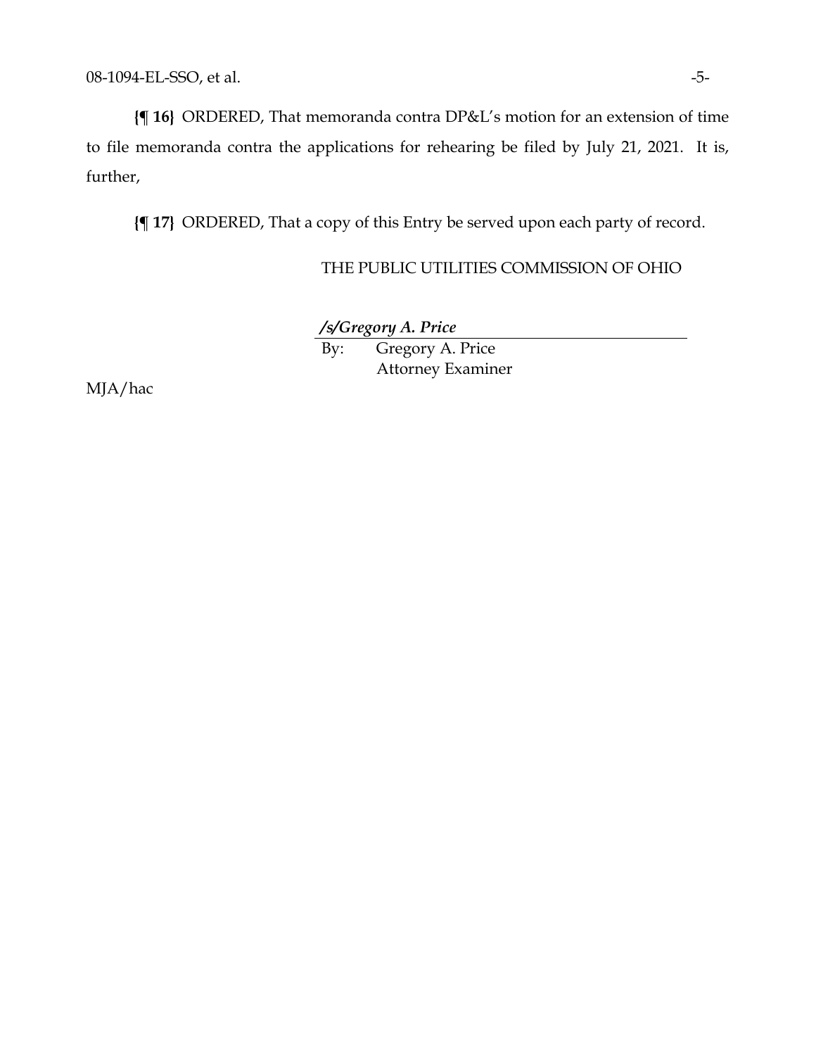**{¶ 16}** ORDERED, That memoranda contra DP&L's motion for an extension of time to file memoranda contra the applications for rehearing be filed by July 21, 2021. It is, further,

**{¶ 17}** ORDERED, That a copy of this Entry be served upon each party of record.

THE PUBLIC UTILITIES COMMISSION OF OHIO

***/s/Gregory A. Price***

By: Gregory A. Price
Attorney Examiner

MJA/hac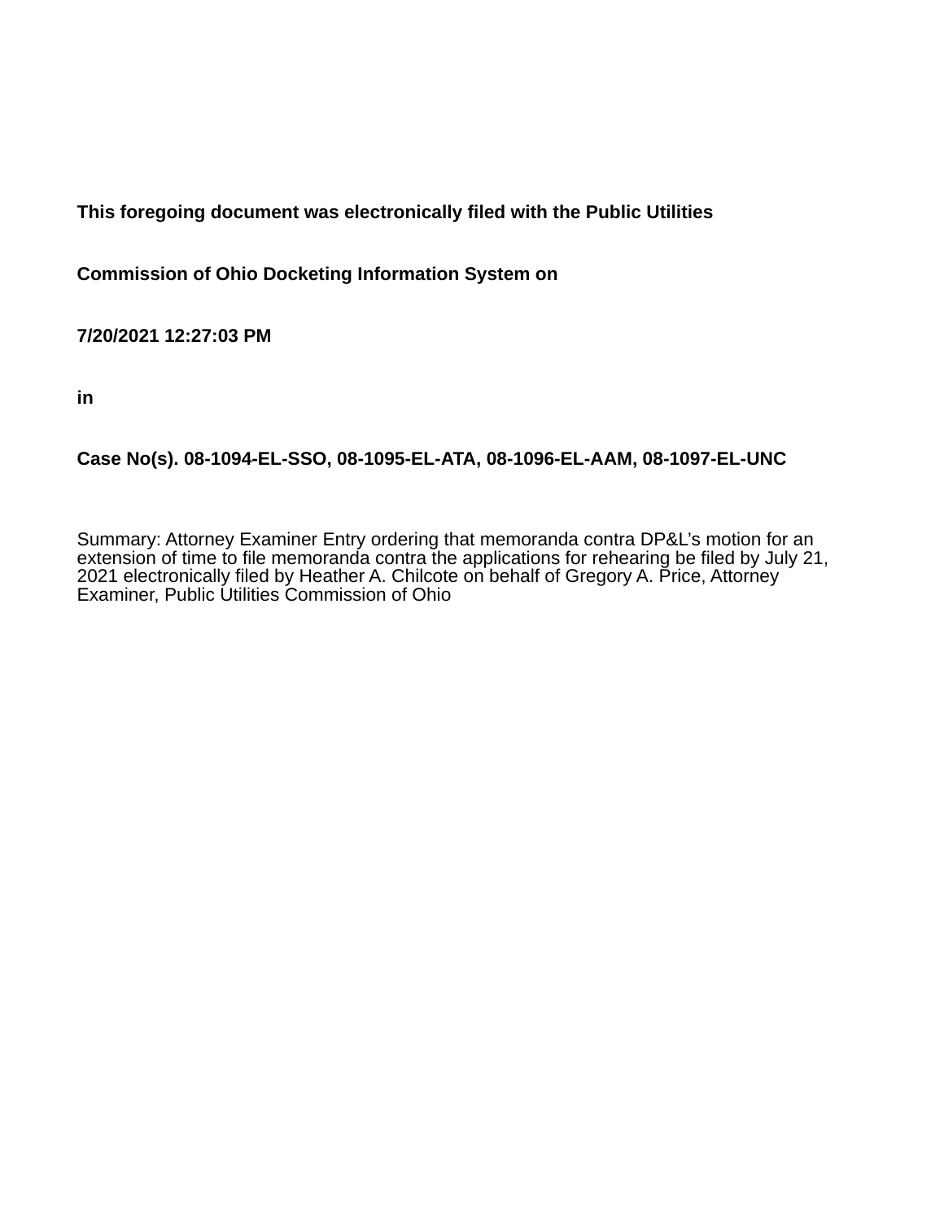**This foregoing document was electronically filed with the Public Utilities**

**Commission of Ohio Docketing Information System on**

**7/20/2021 12:27:03 PM**

**in**

**Case No(s). 08-1094-EL-SSO, 08-1095-EL-ATA, 08-1096-EL-AAM, 08-1097-EL-UNC**

Summary: Attorney Examiner Entry ordering that memoranda contra DP&L's motion for an extension of time to file memoranda contra the applications for rehearing be filed by July 21, 2021 electronically filed by Heather A. Chilcote on behalf of Gregory A. Price, Attorney Examiner, Public Utilities Commission of Ohio